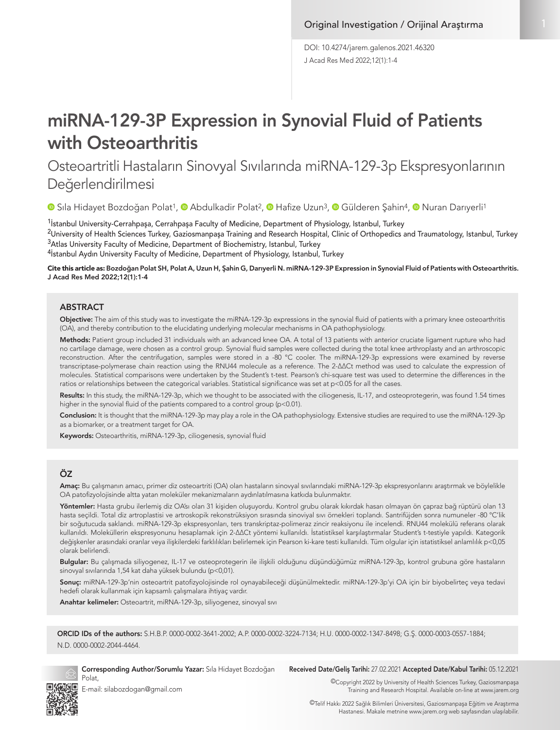Original Investigation / Orijinal Araştırma

DOI: 10.4274/jarem.galenos.2021.46320

# miRNA-129-3P Expression in Synovial Fluid of Patients with Osteoarthritis

## Osteoartritli Hastaların Sinovyal Sıvılarında miRNA-129-3p Ekspresyonlarının Değerlendirilmesi

Sıla Hidayet Bozdoğan Polat[1], Abdulkadir Polat[2], Hafize Uzun[3], Gülderen Şahin[4], Nuran Darıyerli[1]

[1]İstanbul University-Cerrahpaşa, Cerrahpaşa Faculty of Medicine, Department of Physiology, Istanbul, Turkey
[2]University of Health Sciences Turkey, Gaziosmanpaşa Training and Research Hospital, Clinic of Orthopedics and Traumatology, Istanbul, Turkey
[3]Atlas University Faculty of Medicine, Department of Biochemistry, Istanbul, Turkey
[4]İstanbul Aydın University Faculty of Medicine, Department of Physiology, Istanbul, Turkey

**Cite this article as: Bozdoğan Polat SH, Polat A, Uzun H, Şahin G, Darıyerli N. miRNA-129-3P Expression in Synovial Fluid of Patients with Osteoarthritis. J Acad Res Med 2022;12(1):1-4**

## ABSTRACT

**Objective:** The aim of this study was to investigate the miRNA-129-3p expressions in the synovial fluid of patients with a primary knee osteoarthritis (OA), and thereby contribution to the elucidating underlying molecular mechanisms in OA pathophysiology.

**Methods:** Patient group included 31 individuals with an advanced knee OA. A total of 13 patients with anterior cruciate ligament rupture who had no cartilage damage, were chosen as a control group. Synovial fluid samples were collected during the total knee arthroplasty and an arthroscopic reconstruction. After the centrifugation, samples were stored in a -80 °C cooler. The miRNA-129-3p expressions were examined by reverse transcriptase-polymerase chain reaction using the RNU44 molecule as a reference. The 2-ΔΔCt method was used to calculate the expression of molecules. Statistical comparisons were undertaken by the Student's t-test. Pearson's chi-square test was used to determine the differences in the ratios or relationships between the categorical variables. Statistical significance was set at $p<0.05$ for all the cases.

**Results:** In this study, the miRNA-129-3p, which we thought to be associated with the ciliogenesis, IL-17, and osteoprotegerin, was found 1.54 times higher in the synovial fluid of the patients compared to a control group ($p<0.01$).

**Conclusion:** It is thought that the miRNA-129-3p may play a role in the OA pathophysiology. Extensive studies are required to use the miRNA-129-3p as a biomarker, or a treatment target for OA.

**Keywords:** Osteoarthritis, miRNA-129-3p, ciliogenesis, synovial fluid

## ÖZ

**Amaç:** Bu çalışmanın amacı, primer diz osteoartriti (OA) olan hastaların sinovyal sıvılarındaki miRNA-129-3p ekspresyonlarını araştırmak ve böylelikle OA patofizyolojisinde altta yatan moleküler mekanizmaların aydınlatılmasına katkıda bulunmaktır.

**Yöntemler:** Hasta grubu ilerlemiş diz OA'sı olan 31 kişiden oluşuyordu. Kontrol grubu olarak kıkırdak hasarı olmayan ön çapraz bağ rüptürü olan 13 hasta seçildi. Total diz artroplastisi ve artroskopik rekonstrüksiyon sırasında sinoviyal sıvı örnekleri toplandı. Santrifüjden sonra numuneler -80 °C'lik bir soğutucuda saklandı. miRNA-129-3p ekspresyonları, ters transkriptaz-polimeraz zincir reaksiyonu ile incelendi. RNU44 molekülü referans olarak kullanıldı. Moleküllerin ekspresyonunu hesaplamak için 2-ΔΔCt yöntemi kullanıldı. İstatistiksel karşılaştırmalar Student's t-testiyle yapıldı. Kategorik değişkenler arasındaki oranlar veya ilişkilerdeki farklılıkları belirlemek için Pearson ki-kare testi kullanıldı. Tüm olgular için istatistiksel anlamlılık $p<0,05$ olarak belirlendi.

**Bulgular:** Bu çalışmada siliyogenez, IL-17 ve osteoprotegerin ile ilişkili olduğunu düşündüğümüz miRNA-129-3p, kontrol grubuna göre hastaların sinovyal sıvılarında 1,54 kat daha yüksek bulundu ($p<0,01$).

**Sonuç:** miRNA-129-3p'nin osteoartrit patofizyolojisinde rol oynayabileceği düşünülmektedir. miRNA-129-3p'yi OA için bir biyobelirteç veya tedavi hedefi olarak kullanmak için kapsamlı çalışmalara ihtiyaç vardır.

**Anahtar kelimeler:** Osteoartrit, miRNA-129-3p, siliyogenez, sinovyal sıvı

**ORCID IDs of the authors:** S.H.B.P. 0000-0002-3641-2002; A.P. 0000-0002-3224-7134; H.U. 0000-0002-1347-8498; G.Ş. 0000-0003-0557-1884; N.D. 0000-0002-2044-4464.

**Corresponding Author/Sorumlu Yazar:** Sıla Hidayet Bozdoğan Polat,
E-mail: silabozdogan@gmail.com

**Received Date/Geliş Tarihi:** 27.02.2021 **Accepted Date/Kabul Tarihi:** 05.12.2021

©Copyright 2022 by University of Health Sciences Turkey, Gaziosmanpaşa Training and Research Hospital. Available on-line at www.jarem.org

©Telif Hakkı 2022 Sağlık Bilimleri Üniversitesi, Gaziosmanpaşa Eğitim ve Araştırma Hastanesi. Makale metnine www.jarem.org web sayfasından ulaşılabilir.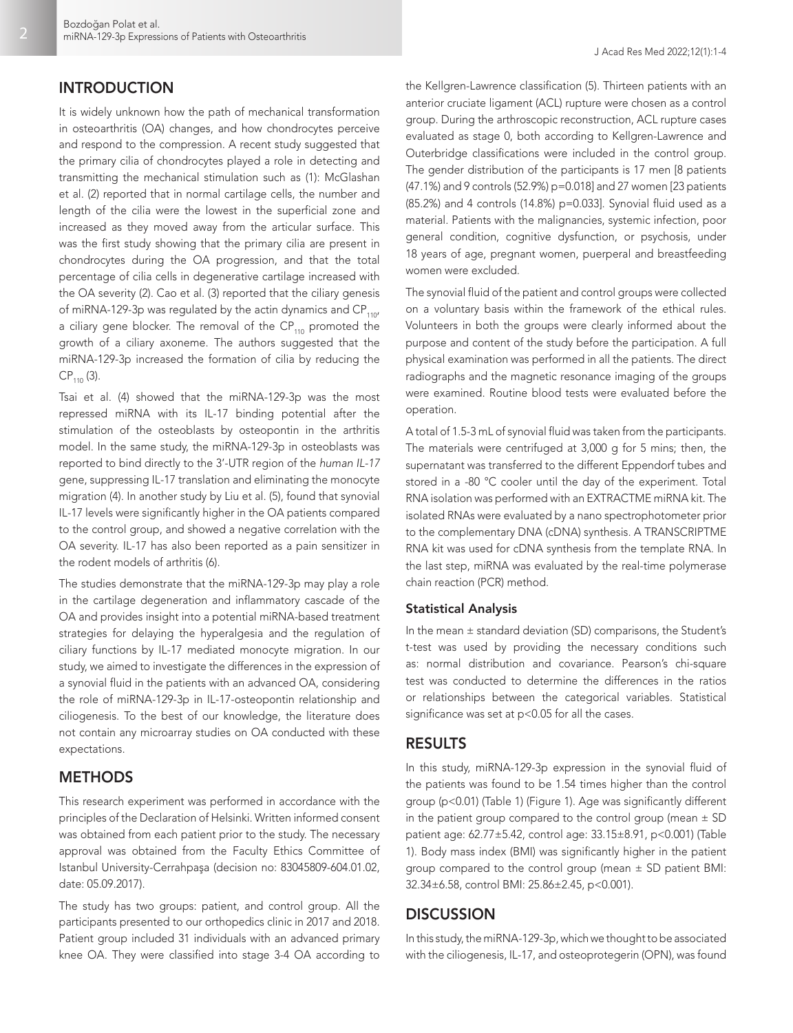## INTRODUCTION

It is widely unknown how the path of mechanical transformation in osteoarthritis (OA) changes, and how chondrocytes perceive and respond to the compression. A recent study suggested that the primary cilia of chondrocytes played a role in detecting and transmitting the mechanical stimulation such as (1): McGlashan et al. (2) reported that in normal cartilage cells, the number and length of the cilia were the lowest in the superficial zone and increased as they moved away from the articular surface. This was the first study showing that the primary cilia are present in chondrocytes during the OA progression, and that the total percentage of cilia cells in degenerative cartilage increased with the OA severity (2). Cao et al. (3) reported that the ciliary genesis of miRNA-129-3p was regulated by the actin dynamics and $CP_{110}$, a ciliary gene blocker. The removal of the $CP_{110}$ promoted the growth of a ciliary axoneme. The authors suggested that the miRNA-129-3p increased the formation of cilia by reducing the $CP_{110}$ (3).

Tsai et al. (4) showed that the miRNA-129-3p was the most repressed miRNA with its IL-17 binding potential after the stimulation of the osteoblasts by osteopontin in the arthritis model. In the same study, the miRNA-129-3p in osteoblasts was reported to bind directly to the 3'-UTR region of the *human IL-17* gene, suppressing IL-17 translation and eliminating the monocyte migration (4). In another study by Liu et al. (5), found that synovial IL-17 levels were significantly higher in the OA patients compared to the control group, and showed a negative correlation with the OA severity. IL-17 has also been reported as a pain sensitizer in the rodent models of arthritis (6).

The studies demonstrate that the miRNA-129-3p may play a role in the cartilage degeneration and inflammatory cascade of the OA and provides insight into a potential miRNA-based treatment strategies for delaying the hyperalgesia and the regulation of ciliary functions by IL-17 mediated monocyte migration. In our study, we aimed to investigate the differences in the expression of a synovial fluid in the patients with an advanced OA, considering the role of miRNA-129-3p in IL-17-osteopontin relationship and ciliogenesis. To the best of our knowledge, the literature does not contain any microarray studies on OA conducted with these expectations.

## METHODS

This research experiment was performed in accordance with the principles of the Declaration of Helsinki. Written informed consent was obtained from each patient prior to the study. The necessary approval was obtained from the Faculty Ethics Committee of Istanbul University-Cerrahpaşa (decision no: 83045809-604.01.02, date: 05.09.2017).

The study has two groups: patient, and control group. All the participants presented to our orthopedics clinic in 2017 and 2018. Patient group included 31 individuals with an advanced primary knee OA. They were classified into stage 3-4 OA according to the Kellgren-Lawrence classification (5). Thirteen patients with an anterior cruciate ligament (ACL) rupture were chosen as a control group. During the arthroscopic reconstruction, ACL rupture cases evaluated as stage 0, both according to Kellgren-Lawrence and Outerbridge classifications were included in the control group. The gender distribution of the participants is 17 men [8 patients (47.1%) and 9 controls (52.9%) p=0.018] and 27 women [23 patients (85.2%) and 4 controls (14.8%) p=0.033]. Synovial fluid used as a material. Patients with the malignancies, systemic infection, poor general condition, cognitive dysfunction, or psychosis, under 18 years of age, pregnant women, puerperal and breastfeeding women were excluded.

The synovial fluid of the patient and control groups were collected on a voluntary basis within the framework of the ethical rules. Volunteers in both the groups were clearly informed about the purpose and content of the study before the participation. A full physical examination was performed in all the patients. The direct radiographs and the magnetic resonance imaging of the groups were examined. Routine blood tests were evaluated before the operation.

A total of 1.5-3 mL of synovial fluid was taken from the participants. The materials were centrifuged at 3,000 g for 5 mins; then, the supernatant was transferred to the different Eppendorf tubes and stored in a -80 °C cooler until the day of the experiment. Total RNA isolation was performed with an EXTRACTME miRNA kit. The isolated RNAs were evaluated by a nano spectrophotometer prior to the complementary DNA (cDNA) synthesis. A TRANSCRIPTME RNA kit was used for cDNA synthesis from the template RNA. In the last step, miRNA was evaluated by the real-time polymerase chain reaction (PCR) method.

### Statistical Analysis

In the mean ± standard deviation (SD) comparisons, the Student's t-test was used by providing the necessary conditions such as: normal distribution and covariance. Pearson's chi-square test was conducted to determine the differences in the ratios or relationships between the categorical variables. Statistical significance was set at $p<0.05$ for all the cases.

## RESULTS

In this study, miRNA-129-3p expression in the synovial fluid of the patients was found to be 1.54 times higher than the control group ($p<0.01$) (Table 1) (Figure 1). Age was significantly different in the patient group compared to the control group (mean ± SD patient age: 62.77±5.42, control age: 33.15±8.91, $p<0.001$) (Table 1). Body mass index (BMI) was significantly higher in the patient group compared to the control group (mean ± SD patient BMI: 32.34±6.58, control BMI: 25.86±2.45, $p<0.001$).

## DISCUSSION

In this study, the miRNA-129-3p, which we thought to be associated with the ciliogenesis, IL-17, and osteoprotegerin (OPN), was found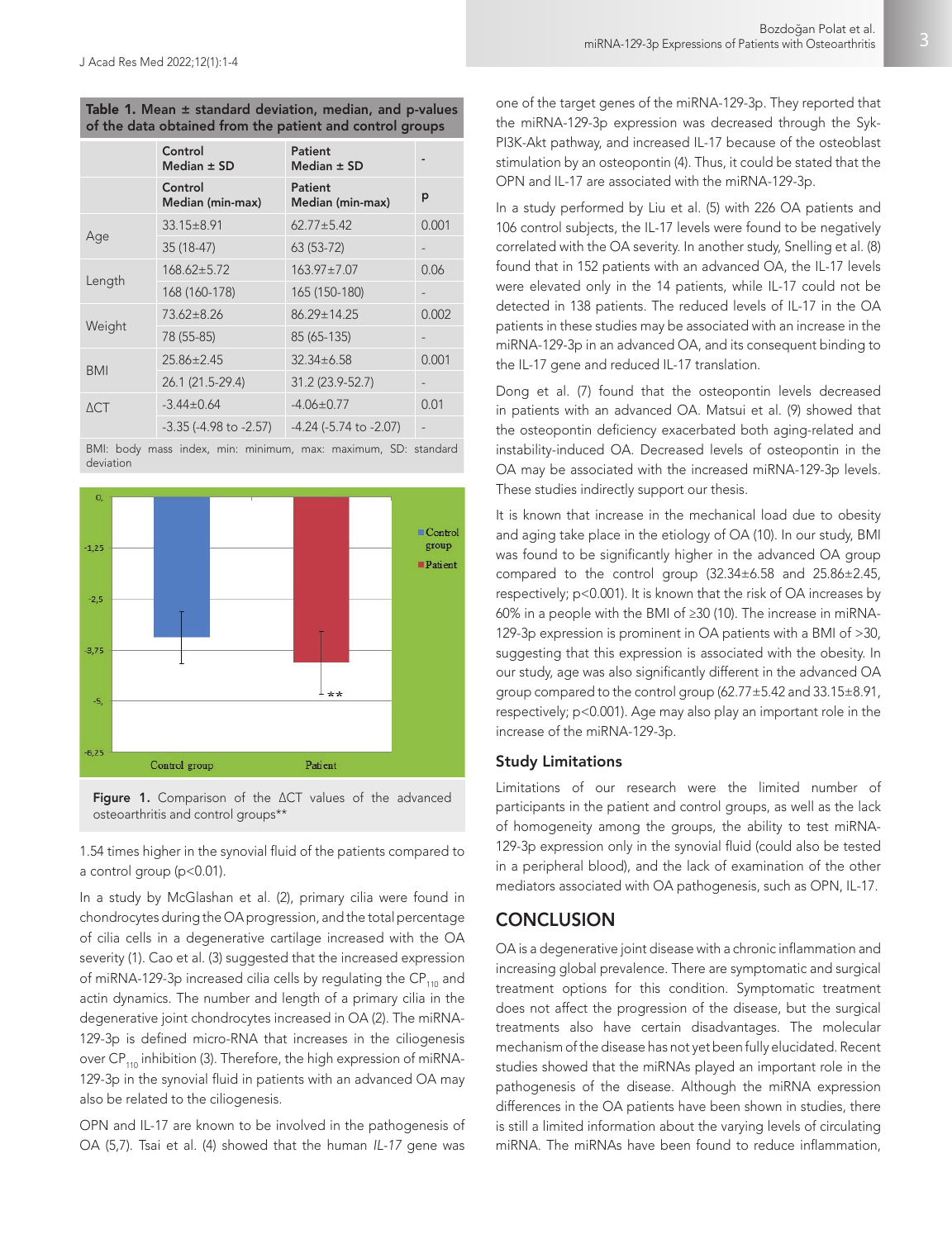**Table 1.** Mean ± standard deviation, median, and p-values of the data obtained from the patient and control groups

| | Control Median ± SD | Patient Median ± SD | - |
|---|---|---|---|
| | Control Median (min-max) | Patient Median (min-max) | p |
| Age | 33.15±8.91 | 62.77±5.42 | 0.001 |
| | 35 (18-47) | 63 (53-72) | - |
| Length | 168.62±5.72 | 163.97±7.07 | 0.06 |
| | 168 (160-178) | 165 (150-180) | - |
| Weight | 73.62±8.26 | 86.29±14.25 | 0.002 |
| | 78 (55-85) | 85 (65-135) | - |
| BMI | 25.86±2.45 | 32.34±6.58 | 0.001 |
| | 26.1 (21.5-29.4) | 31.2 (23.9-52.7) | - |
| ΔCT | -3.44±0.64 | -4.06±0.77 | 0.01 |
| | -3.35 (-4.98 to -2.57) | -4.24 (-5.74 to -2.07) | - |

BMI: body mass index, min: minimum, max: maximum, SD: standard deviation

**Figure 1.** Comparison of the ΔCT values of the advanced osteoarthritis and control groups**

1.54 times higher in the synovial fluid of the patients compared to a control group ($p<0.01$).

In a study by McGlashan et al. (2), primary cilia were found in chondrocytes during the OA progression, and the total percentage of cilia cells in a degenerative cartilage increased with the OA severity (1). Cao et al. (3) suggested that the increased expression of miRNA-129-3p increased cilia cells by regulating the $CP_{110}$ and actin dynamics. The number and length of a primary cilia in the degenerative joint chondrocytes increased in OA (2). The miRNA-129-3p is defined micro-RNA that increases in the ciliogenesis over $CP_{110}$ inhibition (3). Therefore, the high expression of miRNA-129-3p in the synovial fluid in patients with an advanced OA may also be related to the ciliogenesis.

OPN and IL-17 are known to be involved in the pathogenesis of OA (5,7). Tsai et al. (4) showed that the human *IL-17* gene was one of the target genes of the miRNA-129-3p. They reported that the miRNA-129-3p expression was decreased through the Syk-PI3K-Akt pathway, and increased IL-17 because of the osteoblast stimulation by an osteopontin (4). Thus, it could be stated that the OPN and IL-17 are associated with the miRNA-129-3p.

In a study performed by Liu et al. (5) with 226 OA patients and 106 control subjects, the IL-17 levels were found to be negatively correlated with the OA severity. In another study, Snelling et al. (8) found that in 152 patients with an advanced OA, the IL-17 levels were elevated only in the 14 patients, while IL-17 could not be detected in 138 patients. The reduced levels of IL-17 in the OA patients in these studies may be associated with an increase in the miRNA-129-3p in an advanced OA, and its consequent binding to the IL-17 gene and reduced IL-17 translation.

Dong et al. (7) found that the osteopontin levels decreased in patients with an advanced OA. Matsui et al. (9) showed that the osteopontin deficiency exacerbated both aging-related and instability-induced OA. Decreased levels of osteopontin in the OA may be associated with the increased miRNA-129-3p levels. These studies indirectly support our thesis.

It is known that increase in the mechanical load due to obesity and aging take place in the etiology of OA (10). In our study, BMI was found to be significantly higher in the advanced OA group compared to the control group (32.34±6.58 and 25.86±2.45, respectively; $p<0.001$). It is known that the risk of OA increases by 60% in a people with the BMI of ≥30 (10). The increase in miRNA-129-3p expression is prominent in OA patients with a BMI of >30, suggesting that this expression is associated with the obesity. In our study, age was also significantly different in the advanced OA group compared to the control group (62.77±5.42 and 33.15±8.91, respectively; $p<0.001$). Age may also play an important role in the increase of the miRNA-129-3p.

### Study Limitations

Limitations of our research were the limited number of participants in the patient and control groups, as well as the lack of homogeneity among the groups, the ability to test miRNA-129-3p expression only in the synovial fluid (could also be tested in a peripheral blood), and the lack of examination of the other mediators associated with OA pathogenesis, such as OPN, IL-17.

## CONCLUSION

OA is a degenerative joint disease with a chronic inflammation and increasing global prevalence. There are symptomatic and surgical treatment options for this condition. Symptomatic treatment does not affect the progression of the disease, but the surgical treatments also have certain disadvantages. The molecular mechanism of the disease has not yet been fully elucidated. Recent studies showed that the miRNAs played an important role in the pathogenesis of the disease. Although the miRNA expression differences in the OA patients have been shown in studies, there is still a limited information about the varying levels of circulating miRNA. The miRNAs have been found to reduce inflammation,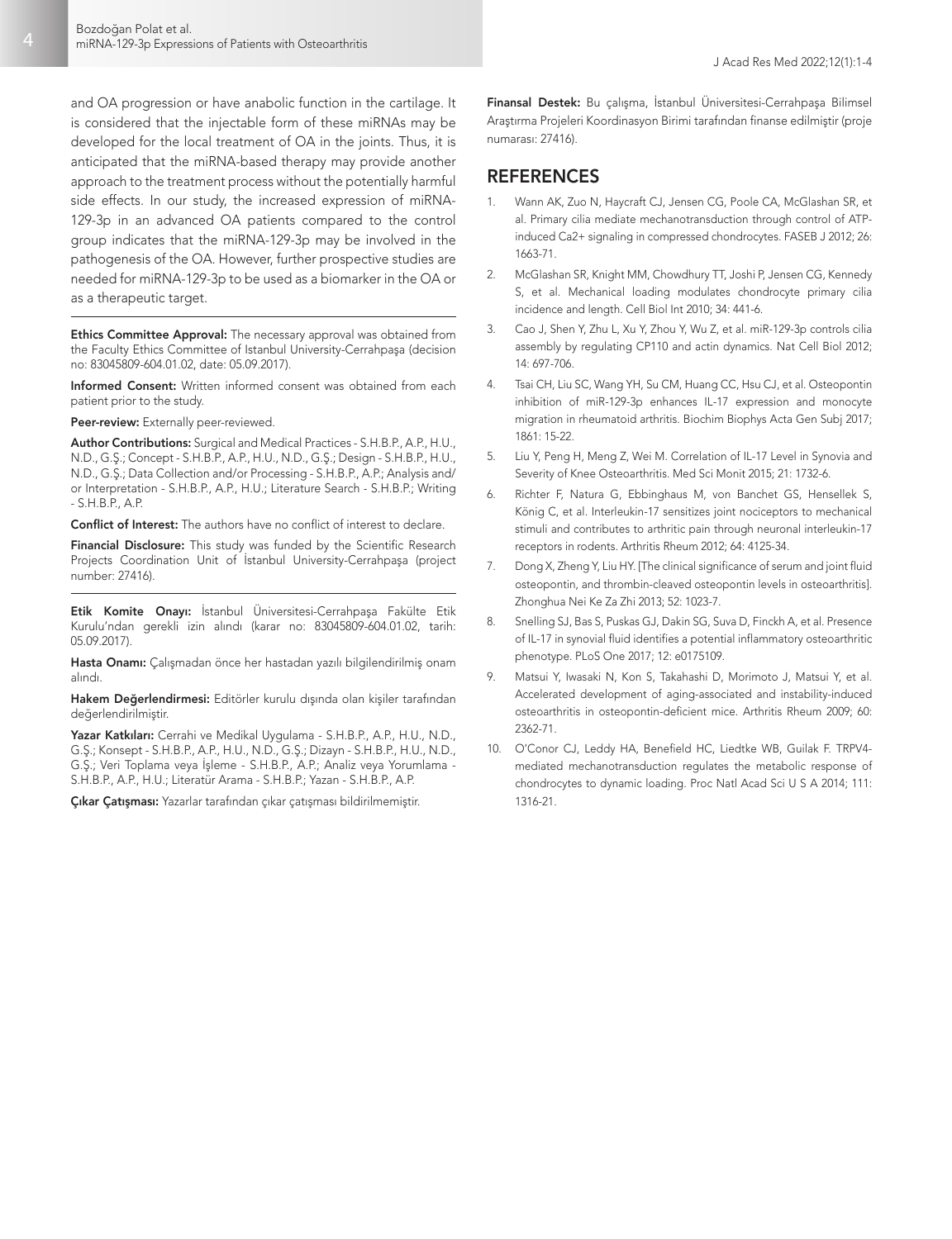and OA progression or have anabolic function in the cartilage. It is considered that the injectable form of these miRNAs may be developed for the local treatment of OA in the joints. Thus, it is anticipated that the miRNA-based therapy may provide another approach to the treatment process without the potentially harmful side effects. In our study, the increased expression of miRNA-129-3p in an advanced OA patients compared to the control group indicates that the miRNA-129-3p may be involved in the pathogenesis of the OA. However, further prospective studies are needed for miRNA-129-3p to be used as a biomarker in the OA or as a therapeutic target.

**Ethics Committee Approval:** The necessary approval was obtained from the Faculty Ethics Committee of Istanbul University-Cerrahpaşa (decision no: 83045809-604.01.02, date: 05.09.2017).

**Informed Consent:** Written informed consent was obtained from each patient prior to the study.

**Peer-review:** Externally peer-reviewed.

**Author Contributions:** Surgical and Medical Practices - S.H.B.P., A.P., H.U., N.D., G.Ş.; Concept - S.H.B.P., A.P., H.U., N.D., G.Ş.; Design - S.H.B.P., H.U., N.D., G.Ş.; Data Collection and/or Processing - S.H.B.P., A.P.; Analysis and/or Interpretation - S.H.B.P., A.P., H.U.; Literature Search - S.H.B.P.; Writing - S.H.B.P., A.P.

**Conflict of Interest:** The authors have no conflict of interest to declare.

**Financial Disclosure:** This study was funded by the Scientific Research Projects Coordination Unit of İstanbul University-Cerrahpaşa (project number: 27416).

**Etik Komite Onayı:** İstanbul Üniversitesi-Cerrahpaşa Fakülte Etik Kurulu'ndan gerekli izin alındı (karar no: 83045809-604.01.02, tarih: 05.09.2017).

**Hasta Onamı:** Çalışmadan önce her hastadan yazılı bilgilendirilmiş onam alındı.

**Hakem Değerlendirmesi:** Editörler kurulu dışında olan kişiler tarafından değerlendirilmiştir.

**Yazar Katkıları:** Cerrahi ve Medikal Uygulama - S.H.B.P., A.P., H.U., N.D., G.Ş.; Konsept - S.H.B.P., A.P., H.U., N.D., G.Ş.; Dizayn - S.H.B.P., H.U., N.D., G.Ş.; Veri Toplama veya İşleme - S.H.B.P., A.P.; Analiz veya Yorumlama - S.H.B.P., A.P., H.U.; Literatür Arama - S.H.B.P.; Yazan - S.H.B.P., A.P.

**Çıkar Çatışması:** Yazarlar tarafından çıkar çatışması bildirilmemiştir.

**Finansal Destek:** Bu çalışma, İstanbul Üniversitesi-Cerrahpaşa Bilimsel Araştırma Projeleri Koordinasyon Birimi tarafından finanse edilmiştir (proje numarası: 27416).

## REFERENCES

1. Wann AK, Zuo N, Haycraft CJ, Jensen CG, Poole CA, McGlashan SR, et al. Primary cilia mediate mechanotransduction through control of ATP-induced Ca2+ signaling in compressed chondrocytes. FASEB J 2012; 26: 1663-71.
2. McGlashan SR, Knight MM, Chowdhury TT, Joshi P, Jensen CG, Kennedy S, et al. Mechanical loading modulates chondrocyte primary cilia incidence and length. Cell Biol Int 2010; 34: 441-6.
3. Cao J, Shen Y, Zhu L, Xu Y, Zhou Y, Wu Z, et al. miR-129-3p controls cilia assembly by regulating CP110 and actin dynamics. Nat Cell Biol 2012; 14: 697-706.
4. Tsai CH, Liu SC, Wang YH, Su CM, Huang CC, Hsu CJ, et al. Osteopontin inhibition of miR-129-3p enhances IL-17 expression and monocyte migration in rheumatoid arthritis. Biochim Biophys Acta Gen Subj 2017; 1861: 15-22.
5. Liu Y, Peng H, Meng Z, Wei M. Correlation of IL-17 Level in Synovia and Severity of Knee Osteoarthritis. Med Sci Monit 2015; 21: 1732-6.
6. Richter F, Natura G, Ebbinghaus M, von Banchet GS, Hensellek S, König C, et al. Interleukin-17 sensitizes joint nociceptors to mechanical stimuli and contributes to arthritic pain through neuronal interleukin-17 receptors in rodents. Arthritis Rheum 2012; 64: 4125-34.
7. Dong X, Zheng Y, Liu HY. [The clinical significance of serum and joint fluid osteopontin, and thrombin-cleaved osteopontin levels in osteoarthritis]. Zhonghua Nei Ke Za Zhi 2013; 52: 1023-7.
8. Snelling SJ, Bas S, Puskas GJ, Dakin SG, Suva D, Finckh A, et al. Presence of IL-17 in synovial fluid identifies a potential inflammatory osteoarthritic phenotype. PLoS One 2017; 12: e0175109.
9. Matsui Y, Iwasaki N, Kon S, Takahashi D, Morimoto J, Matsui Y, et al. Accelerated development of aging-associated and instability-induced osteoarthritis in osteopontin-deficient mice. Arthritis Rheum 2009; 60: 2362-71.
10. O'Conor CJ, Leddy HA, Benefield HC, Liedtke WB, Guilak F. TRPV4-mediated mechanotransduction regulates the metabolic response of chondrocytes to dynamic loading. Proc Natl Acad Sci U S A 2014; 111: 1316-21.